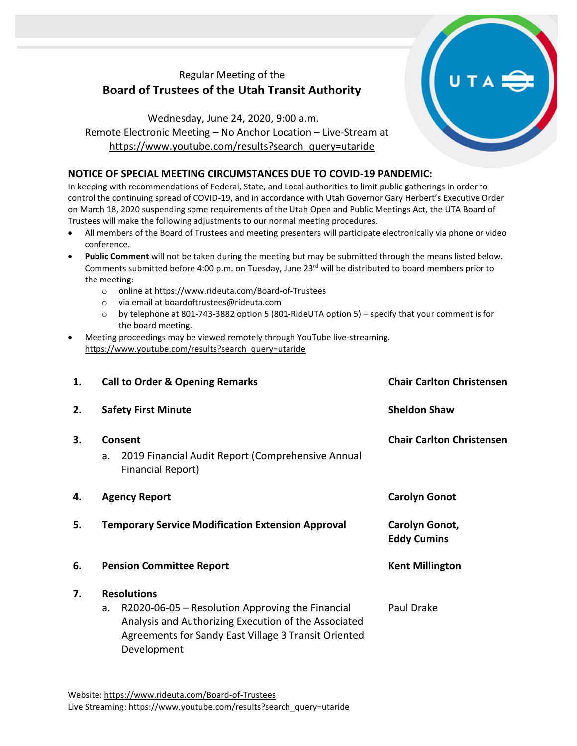Regular Meeting of the

# Board of Trustees of the Utah Transit Authority

Wednesday, June 24, 2020, 9:00 a.m.
Remote Electronic Meeting – No Anchor Location – Live-Stream at
https://www.youtube.com/results?search_query=utaride

## NOTICE OF SPECIAL MEETING CIRCUMSTANCES DUE TO COVID-19 PANDEMIC:

In keeping with recommendations of Federal, State, and Local authorities to limit public gatherings in order to control the continuing spread of COVID-19, and in accordance with Utah Governor Gary Herbert's Executive Order on March 18, 2020 suspending some requirements of the Utah Open and Public Meetings Act, the UTA Board of Trustees will make the following adjustments to our normal meeting procedures.

- All members of the Board of Trustees and meeting presenters will participate electronically via phone or video conference.
- **Public Comment** will not be taken during the meeting but may be submitted through the means listed below. Comments submitted before 4:00 p.m. on Tuesday, June 23rd will be distributed to board members prior to the meeting:
  - online at https://www.rideuta.com/Board-of-Trustees
  - via email at boardoftrustees@rideuta.com
  - by telephone at 801-743-3882 option 5 (801-RideUTA option 5) – specify that your comment is for the board meeting.
- Meeting proceedings may be viewed remotely through YouTube live-streaming. https://www.youtube.com/results?search_query=utaride

| | | |
|---|---|---|
| **1.** | **Call to Order & Opening Remarks** | **Chair Carlton Christensen** |
| **2.** | **Safety First Minute** | **Sheldon Shaw** |
| **3.** | **Consent**<br>a. 2019 Financial Audit Report (Comprehensive Annual Financial Report) | **Chair Carlton Christensen** |
| **4.** | **Agency Report** | **Carolyn Gonot** |
| **5.** | **Temporary Service Modification Extension Approval** | **Carolyn Gonot, Eddy Cumins** |
| **6.** | **Pension Committee Report** | **Kent Millington** |
| **7.** | **Resolutions**<br>a. R2020-06-05 – Resolution Approving the Financial Analysis and Authorizing Execution of the Associated Agreements for Sandy East Village 3 Transit Oriented Development | Paul Drake |

Website: https://www.rideuta.com/Board-of-Trustees
Live Streaming: https://www.youtube.com/results?search_query=utaride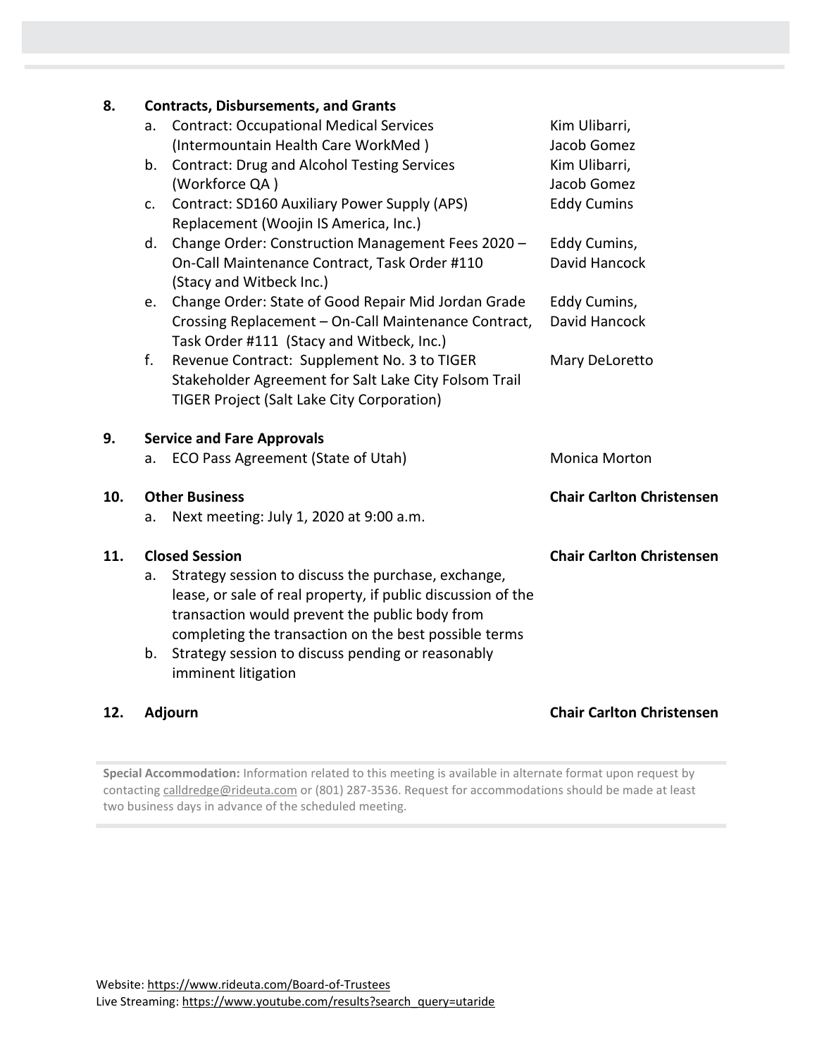**8. Contracts, Disbursements, and Grants**

a. Contract: Occupational Medical Services (Intermountain Health Care WorkMed ) — Kim Ulibarri, Jacob Gomez

b. Contract: Drug and Alcohol Testing Services (Workforce QA ) — Kim Ulibarri, Jacob Gomez

c. Contract: SD160 Auxiliary Power Supply (APS) Replacement (Woojin IS America, Inc.) — Eddy Cumins

d. Change Order: Construction Management Fees 2020 – On-Call Maintenance Contract, Task Order #110 (Stacy and Witbeck Inc.) — Eddy Cumins, David Hancock

e. Change Order: State of Good Repair Mid Jordan Grade Crossing Replacement – On-Call Maintenance Contract, Task Order #111 (Stacy and Witbeck, Inc.) — Eddy Cumins, David Hancock

f. Revenue Contract: Supplement No. 3 to TIGER Stakeholder Agreement for Salt Lake City Folsom Trail TIGER Project (Salt Lake City Corporation) — Mary DeLoretto

**9. Service and Fare Approvals**

a. ECO Pass Agreement (State of Utah) — Monica Morton

**10. Other Business** — **Chair Carlton Christensen**

a. Next meeting: July 1, 2020 at 9:00 a.m.

**11. Closed Session** — **Chair Carlton Christensen**

a. Strategy session to discuss the purchase, exchange, lease, or sale of real property, if public discussion of the transaction would prevent the public body from completing the transaction on the best possible terms

b. Strategy session to discuss pending or reasonably imminent litigation

**12. Adjourn** — **Chair Carlton Christensen**

**Special Accommodation:** Information related to this meeting is available in alternate format upon request by contacting calldredge@rideuta.com or (801) 287-3536. Request for accommodations should be made at least two business days in advance of the scheduled meeting.

Website: https://www.rideuta.com/Board-of-Trustees
Live Streaming: https://www.youtube.com/results?search_query=utaride